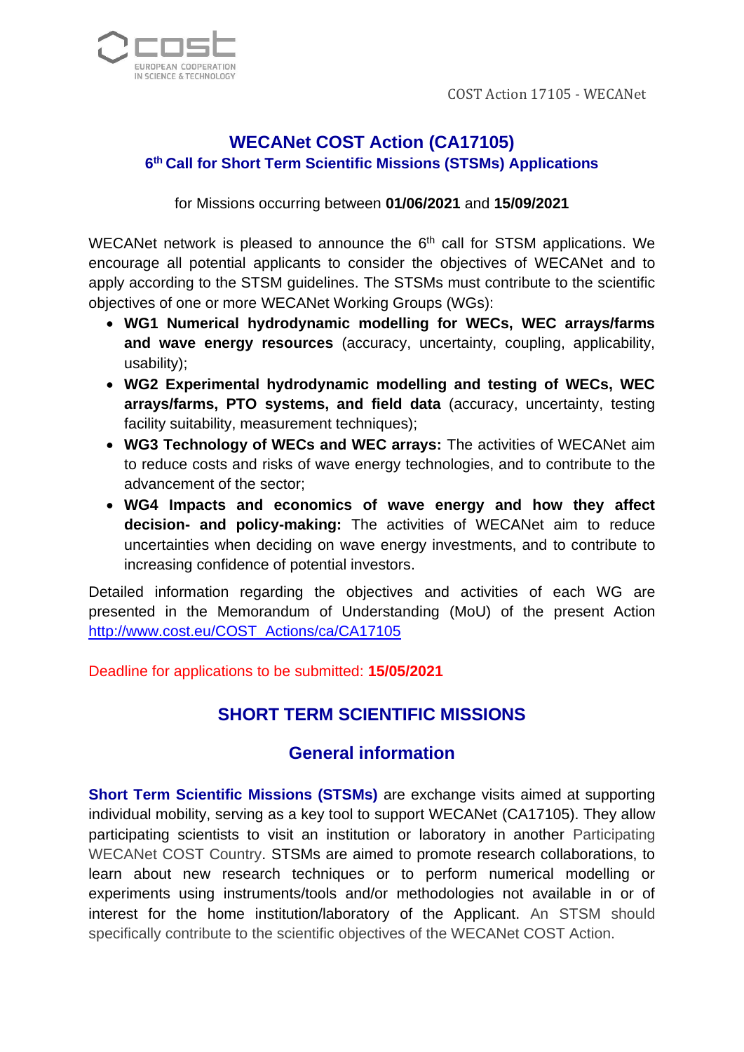# WECANet COST Action (CA17105)

## 6th Call for Short Term Scientific Missions (STSMs) Applications

for Missions occurring between **01/06/2021** and **15/09/2021**

WECANet network is pleased to announce the 6th call for STSM applications. We encourage all potential applicants to consider the objectives of WECANet and to apply according to the STSM guidelines. The STSMs must contribute to the scientific objectives of one or more WECANet Working Groups (WGs):

- **WG1 Numerical hydrodynamic modelling for WECs, WEC arrays/farms and wave energy resources** (accuracy, uncertainty, coupling, applicability, usability);
- **WG2 Experimental hydrodynamic modelling and testing of WECs, WEC arrays/farms, PTO systems, and field data** (accuracy, uncertainty, testing facility suitability, measurement techniques);
- **WG3 Technology of WECs and WEC arrays:** The activities of WECANet aim to reduce costs and risks of wave energy technologies, and to contribute to the advancement of the sector;
- **WG4 Impacts and economics of wave energy and how they affect decision- and policy-making:** The activities of WECANet aim to reduce uncertainties when deciding on wave energy investments, and to contribute to increasing confidence of potential investors.

Detailed information regarding the objectives and activities of each WG are presented in the Memorandum of Understanding (MoU) of the present Action http://www.cost.eu/COST_Actions/ca/CA17105

Deadline for applications to be submitted: **15/05/2021**

## SHORT TERM SCIENTIFIC MISSIONS

### General information

**Short Term Scientific Missions (STSMs)** are exchange visits aimed at supporting individual mobility, serving as a key tool to support WECANet (CA17105). They allow participating scientists to visit an institution or laboratory in another Participating WECANet COST Country. STSMs are aimed to promote research collaborations, to learn about new research techniques or to perform numerical modelling or experiments using instruments/tools and/or methodologies not available in or of interest for the home institution/laboratory of the Applicant. An STSM should specifically contribute to the scientific objectives of the WECANet COST Action.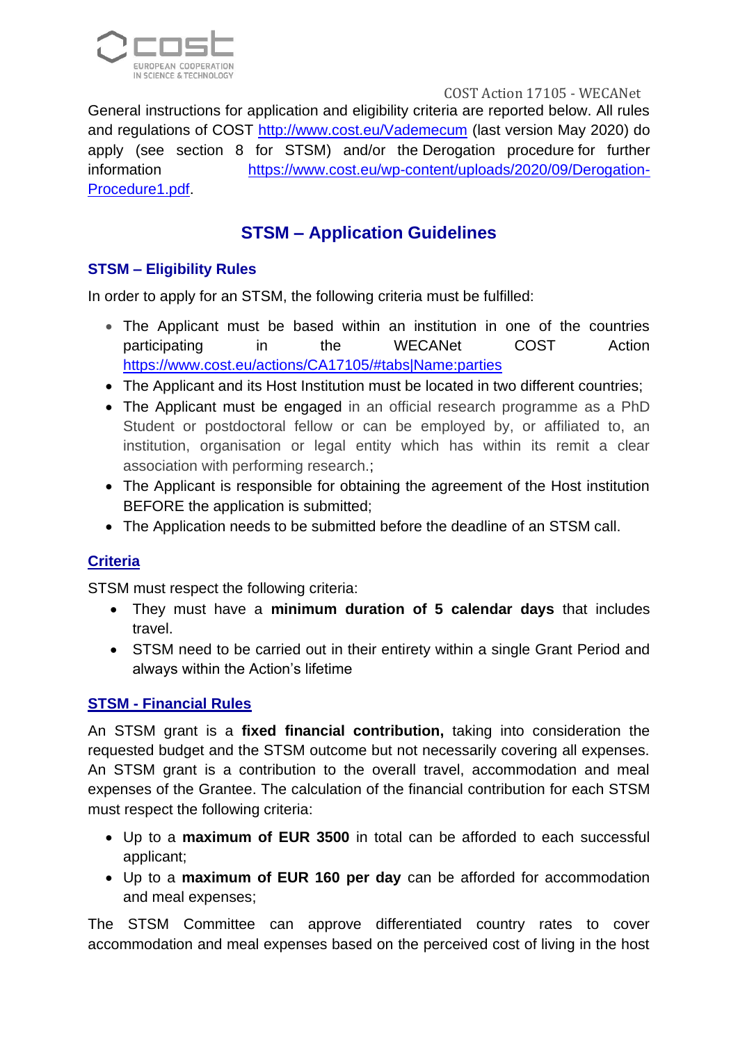General instructions for application and eligibility criteria are reported below. All rules and regulations of COST http://www.cost.eu/Vademecum (last version May 2020) do apply (see section 8 for STSM) and/or the Derogation procedure for further information https://www.cost.eu/wp-content/uploads/2020/09/Derogation-Procedure1.pdf.

## STSM – Application Guidelines

### STSM – Eligibility Rules

In order to apply for an STSM, the following criteria must be fulfilled:

- The Applicant must be based within an institution in one of the countries participating in the WECANet COST Action https://www.cost.eu/actions/CA17105/#tabs|Name:parties
- The Applicant and its Host Institution must be located in two different countries;
- The Applicant must be engaged in an official research programme as a PhD Student or postdoctoral fellow or can be employed by, or affiliated to, an institution, organisation or legal entity which has within its remit a clear association with performing research.;
- The Applicant is responsible for obtaining the agreement of the Host institution BEFORE the application is submitted;
- The Application needs to be submitted before the deadline of an STSM call.

### Criteria

STSM must respect the following criteria:

- They must have a **minimum duration of 5 calendar days** that includes travel.
- STSM need to be carried out in their entirety within a single Grant Period and always within the Action's lifetime

### STSM - Financial Rules

An STSM grant is a **fixed financial contribution,** taking into consideration the requested budget and the STSM outcome but not necessarily covering all expenses. An STSM grant is a contribution to the overall travel, accommodation and meal expenses of the Grantee. The calculation of the financial contribution for each STSM must respect the following criteria:

- Up to a **maximum of EUR 3500** in total can be afforded to each successful applicant;
- Up to a **maximum of EUR 160 per day** can be afforded for accommodation and meal expenses;

The STSM Committee can approve differentiated country rates to cover accommodation and meal expenses based on the perceived cost of living in the host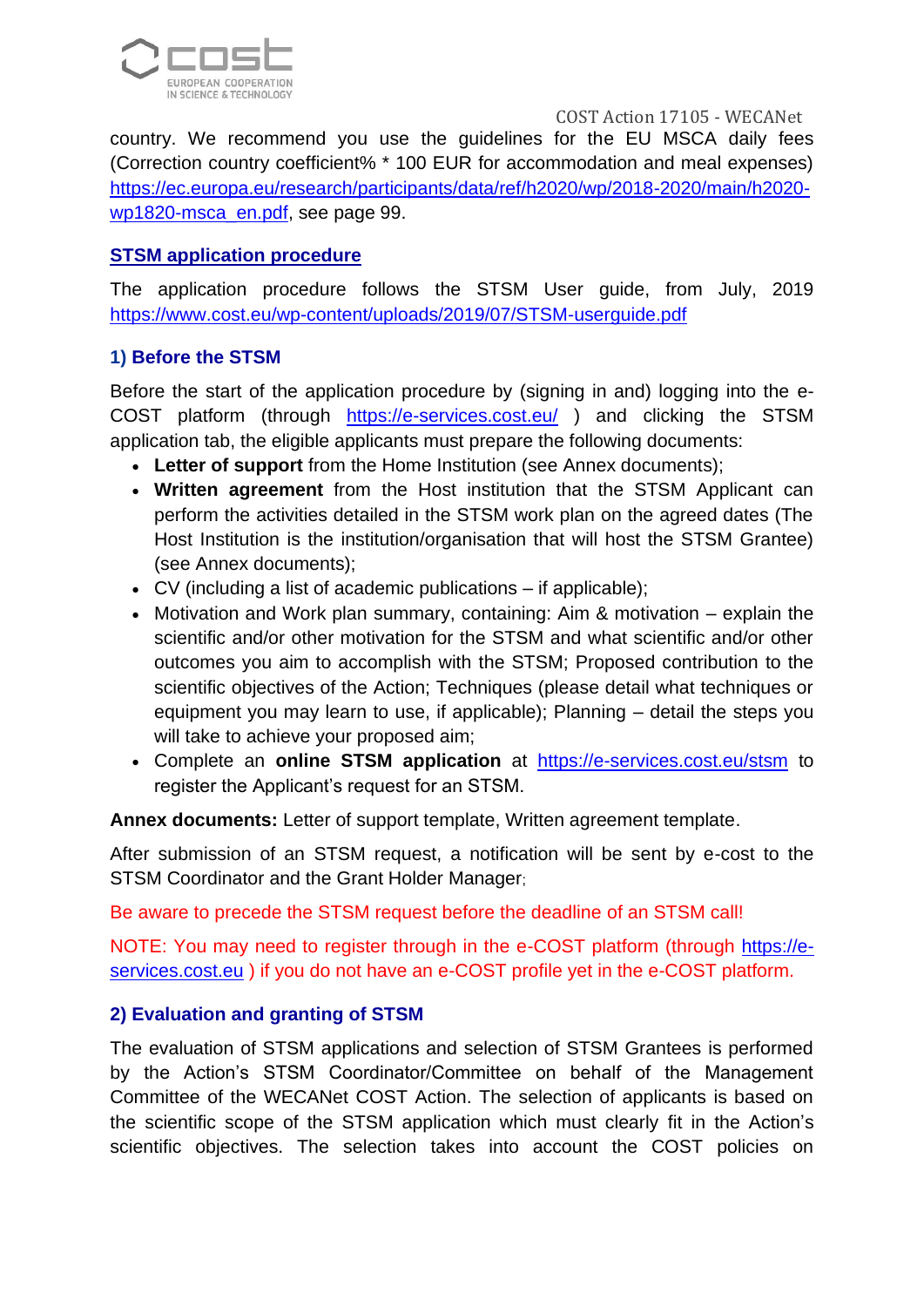country. We recommend you use the guidelines for the EU MSCA daily fees (Correction country coefficient% * 100 EUR for accommodation and meal expenses) https://ec.europa.eu/research/participants/data/ref/h2020/wp/2018-2020/main/h2020-wp1820-msca_en.pdf, see page 99.

## STSM application procedure

The application procedure follows the STSM User guide, from July, 2019 https://www.cost.eu/wp-content/uploads/2019/07/STSM-userguide.pdf

### 1) Before the STSM

Before the start of the application procedure by (signing in and) logging into the e-COST platform (through https://e-services.cost.eu/ ) and clicking the STSM application tab, the eligible applicants must prepare the following documents:

- **Letter of support** from the Home Institution (see Annex documents);
- **Written agreement** from the Host institution that the STSM Applicant can perform the activities detailed in the STSM work plan on the agreed dates (The Host Institution is the institution/organisation that will host the STSM Grantee) (see Annex documents);
- CV (including a list of academic publications – if applicable);
- Motivation and Work plan summary, containing: Aim & motivation – explain the scientific and/or other motivation for the STSM and what scientific and/or other outcomes you aim to accomplish with the STSM; Proposed contribution to the scientific objectives of the Action; Techniques (please detail what techniques or equipment you may learn to use, if applicable); Planning – detail the steps you will take to achieve your proposed aim;
- Complete an **online STSM application** at https://e-services.cost.eu/stsm to register the Applicant's request for an STSM.

**Annex documents:** Letter of support template, Written agreement template.

After submission of an STSM request, a notification will be sent by e-cost to the STSM Coordinator and the Grant Holder Manager;

Be aware to precede the STSM request before the deadline of an STSM call!

NOTE: You may need to register through in the e-COST platform (through https://e-services.cost.eu ) if you do not have an e-COST profile yet in the e-COST platform.

### 2) Evaluation and granting of STSM

The evaluation of STSM applications and selection of STSM Grantees is performed by the Action's STSM Coordinator/Committee on behalf of the Management Committee of the WECANet COST Action. The selection of applicants is based on the scientific scope of the STSM application which must clearly fit in the Action's scientific objectives. The selection takes into account the COST policies on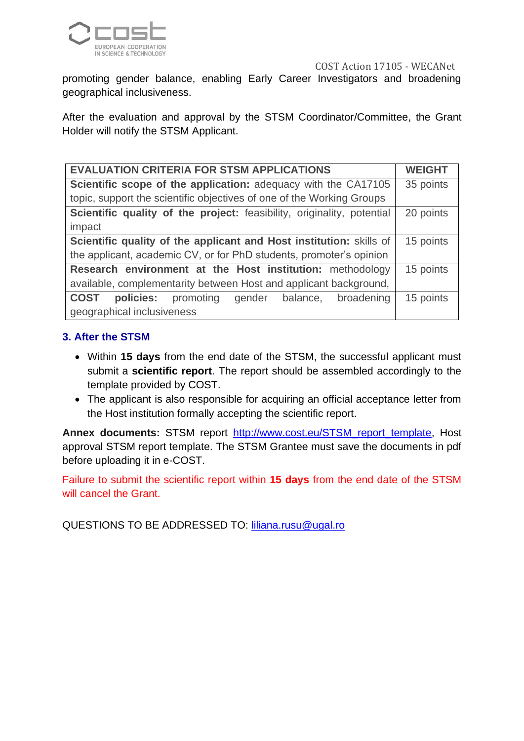promoting gender balance, enabling Early Career Investigators and broadening geographical inclusiveness.

After the evaluation and approval by the STSM Coordinator/Committee, the Grant Holder will notify the STSM Applicant.

| EVALUATION CRITERIA FOR STSM APPLICATIONS | WEIGHT |
|---|---|
| **Scientific scope of the application:** adequacy with the CA17105 topic, support the scientific objectives of one of the Working Groups | 35 points |
| **Scientific quality of the project:** feasibility, originality, potential impact | 20 points |
| **Scientific quality of the applicant and Host institution:** skills of the applicant, academic CV, or for PhD students, promoter's opinion | 15 points |
| **Research environment at the Host institution:** methodology available, complementarity between Host and applicant background, | 15 points |
| **COST policies:** promoting gender balance, broadening geographical inclusiveness | 15 points |

### 3. After the STSM

- Within **15 days** from the end date of the STSM, the successful applicant must submit a **scientific report**. The report should be assembled accordingly to the template provided by COST.
- The applicant is also responsible for acquiring an official acceptance letter from the Host institution formally accepting the scientific report.

**Annex documents:** STSM report http://www.cost.eu/STSM_report_template, Host approval STSM report template. The STSM Grantee must save the documents in pdf before uploading it in e-COST.

Failure to submit the scientific report within **15 days** from the end date of the STSM will cancel the Grant.

QUESTIONS TO BE ADDRESSED TO: liliana.rusu@ugal.ro